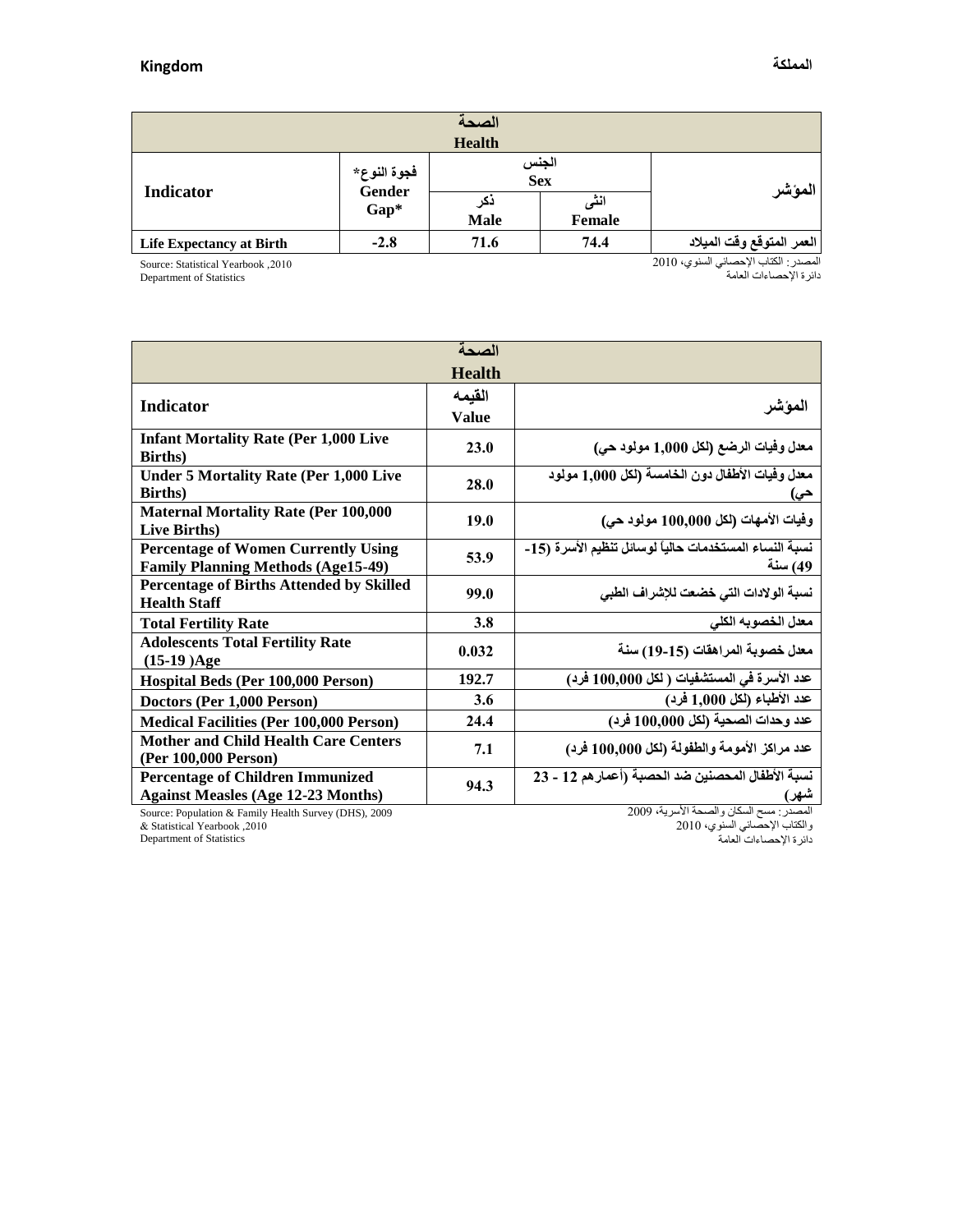Kingdom — المملكة

| الصحة Health | | | | |
|---|---|---|---|---|
| Indicator | فجوة النوع* Gender Gap* | الجنس Sex | | المؤشر |
| | | ذكر Male | انثى Female | |
| Life Expectancy at Birth | -2.8 | 71.6 | 74.4 | العمر المتوقع وقت الميلاد |

Source: Statistical Yearbook ,2010
Department of Statistics

المصدر: الكتاب الإحصائي السنوي، 2010
دائرة الإحصاءات العامة

| الصحة Health | | |
|---|---|---|
| Indicator | القيمه Value | المؤشر |
| Infant Mortality Rate (Per 1,000 Live Births) | 23.0 | معدل وفيات الرضع (لكل 1,000 مولود حي) |
| Under 5 Mortality Rate (Per 1,000 Live Births) | 28.0 | معدل وفيات الأطفال دون الخامسة (لكل 1,000 مولود حي) |
| Maternal Mortality Rate (Per 100,000 Live Births) | 19.0 | وفيات الأمهات (لكل 100,000 مولود حي) |
| Percentage of Women Currently Using Family Planning Methods (Age15-49) | 53.9 | نسبة النساء المستخدمات حالياً لوسائل تنظيم الأسرة (15-49) سنة |
| Percentage of Births Attended by Skilled Health Staff | 99.0 | نسبة الولادات التي خضعت للإشراف الطبي |
| Total Fertility Rate | 3.8 | معدل الخصوبه الكلي |
| Adolescents Total Fertility Rate (15-19 )Age | 0.032 | معدل خصوبة المراهقات (15-19) سنة |
| Hospital Beds (Per 100,000 Person) | 192.7 | عدد الأسرة في المستشفيات ( لكل 100,000 فرد) |
| Doctors (Per 1,000 Person) | 3.6 | عدد الأطباء (لكل 1,000 فرد) |
| Medical Facilities (Per 100,000 Person) | 24.4 | عدد وحدات الصحية (لكل 100,000 فرد) |
| Mother and Child Health Care Centers (Per 100,000 Person) | 7.1 | عدد مراكز الأمومة والطفولة (لكل 100,000 فرد) |
| Percentage of Children Immunized Against Measles (Age 12-23 Months) | 94.3 | نسبة الأطفال المحصنين ضد الحصبة (أعمارهم 12 - 23 شهر) |

Source: Population & Family Health Survey (DHS), 2009
& Statistical Yearbook ,2010
Department of Statistics

المصدر: مسح السكان والصحة الأسرية، 2009
والكتاب الإحصائي السنوي، 2010
دائرة الإحصاءات العامة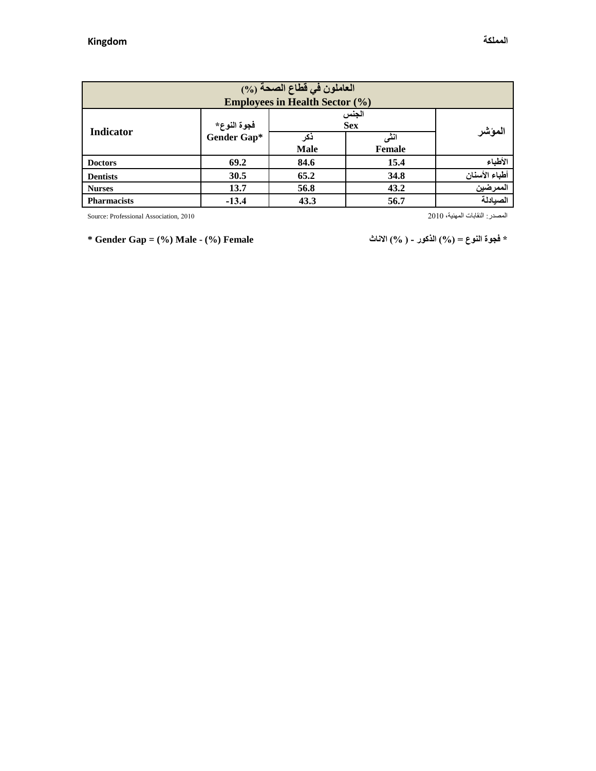| Kingdom | المملكة |
|---|---|

| العاملون في قطاع الصحة (%) Employees in Health Sector (%) | | | | |
|---|---|---|---|---|
| Indicator | فجوة النوع* Gender Gap* | الجنس Sex | | المؤشر |
| | | ذكر Male | انثى Female | |
| Doctors | 69.2 | 84.6 | 15.4 | الأطباء |
| Dentists | 30.5 | 65.2 | 34.8 | أطباء الأسنان |
| Nurses | 13.7 | 56.8 | 43.2 | الممرضين |
| Pharmacists | -13.4 | 43.3 | 56.7 | الصيادلة |

Source: Professional Association, 2010

المصدر: النقابات المهنية، 2010

* Gender Gap = (%) Male - (%) Female

* فجوة النوع = (%) الذكور - ( %) الاناث